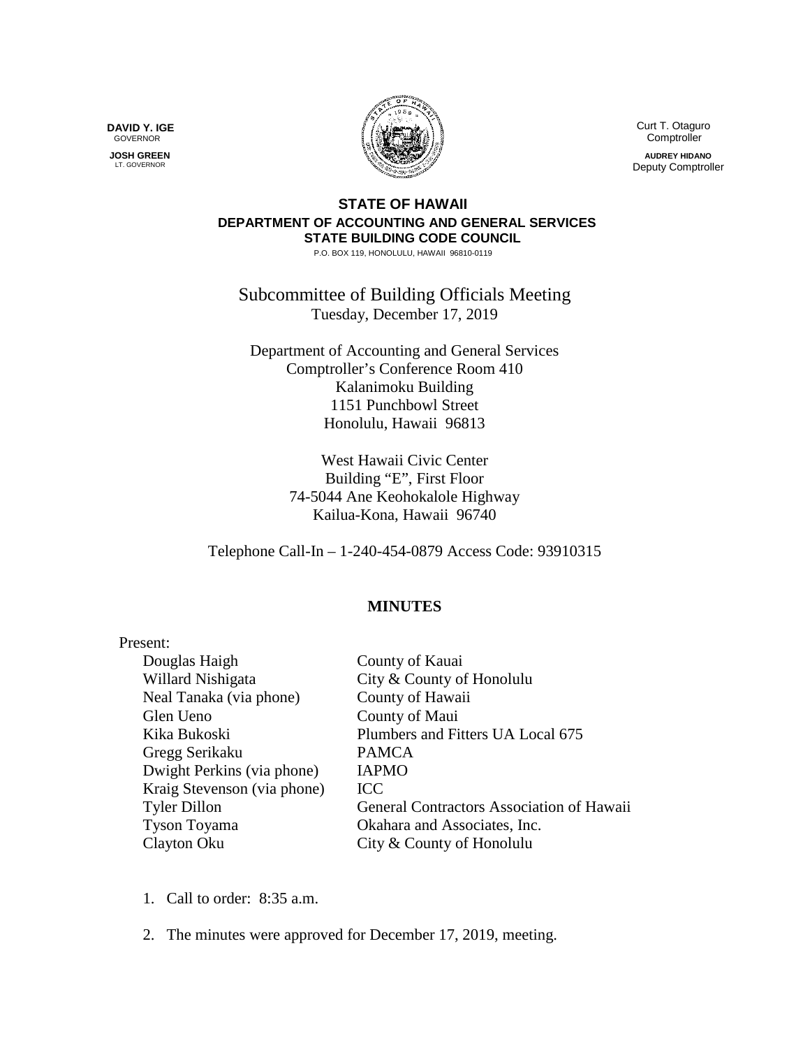**DAVID Y. IGE**
GOVERNOR

**JOSH GREEN**
LT. GOVERNOR

Curt T. Otaguro
Comptroller

**AUDREY HIDANO**
Deputy Comptroller

**STATE OF HAWAII**
**DEPARTMENT OF ACCOUNTING AND GENERAL SERVICES**
**STATE BUILDING CODE COUNCIL**
P.O. BOX 119, HONOLULU, HAWAII 96810-0119

# Subcommittee of Building Officials Meeting

Tuesday, December 17, 2019

Department of Accounting and General Services
Comptroller's Conference Room 410
Kalanimoku Building
1151 Punchbowl Street
Honolulu, Hawaii 96813

West Hawaii Civic Center
Building "E", First Floor
74-5044 Ane Keohokalole Highway
Kailua-Kona, Hawaii 96740

Telephone Call-In – 1-240-454-0879 Access Code: 93910315

## MINUTES

Present:

| | |
|---|---|
| Douglas Haigh | County of Kauai |
| Willard Nishigata | City & County of Honolulu |
| Neal Tanaka (via phone) | County of Hawaii |
| Glen Ueno | County of Maui |
| Kika Bukoski | Plumbers and Fitters UA Local 675 |
| Gregg Serikaku | PAMCA |
| Dwight Perkins (via phone) | IAPMO |
| Kraig Stevenson (via phone) | ICC |
| Tyler Dillon | General Contractors Association of Hawaii |
| Tyson Toyama | Okahara and Associates, Inc. |
| Clayton Oku | City & County of Honolulu |

1. Call to order: 8:35 a.m.

2. The minutes were approved for December 17, 2019, meeting.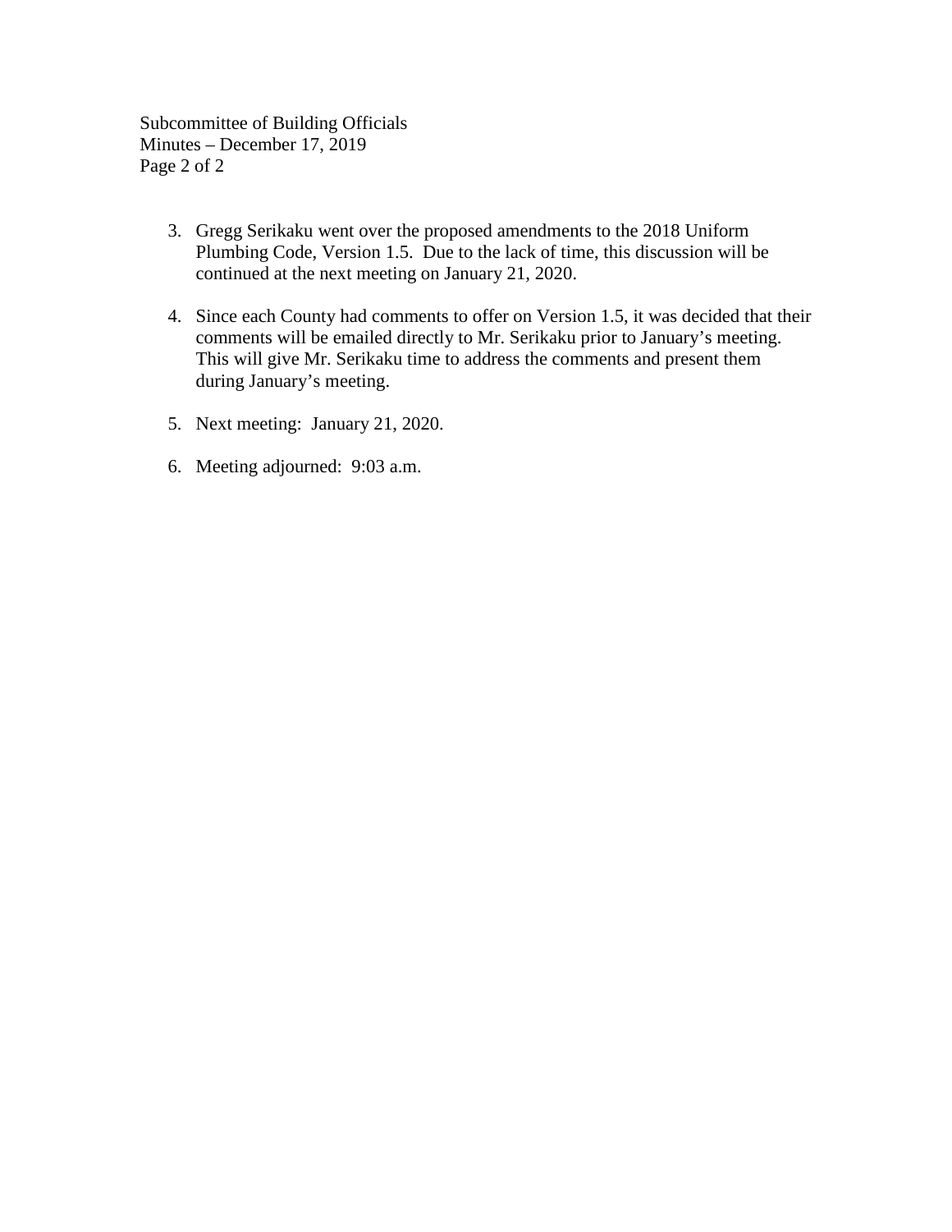3. Gregg Serikaku went over the proposed amendments to the 2018 Uniform Plumbing Code, Version 1.5. Due to the lack of time, this discussion will be continued at the next meeting on January 21, 2020.

4. Since each County had comments to offer on Version 1.5, it was decided that their comments will be emailed directly to Mr. Serikaku prior to January's meeting. This will give Mr. Serikaku time to address the comments and present them during January's meeting.

5. Next meeting: January 21, 2020.

6. Meeting adjourned: 9:03 a.m.